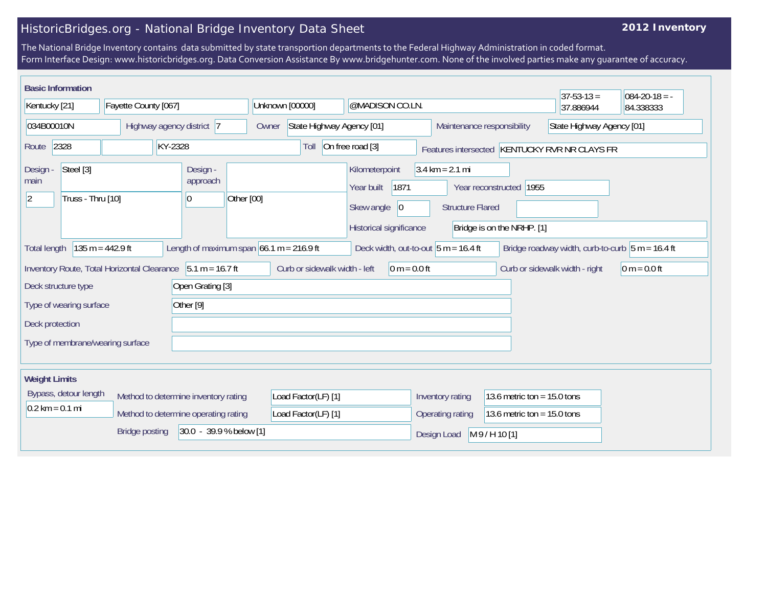# HistoricBridges.org - National Bridge Inventory Data Sheet

**2012 Inventory**

The National Bridge Inventory contains data submitted by state transportion departments to the Federal Highway Administration in coded format.
Form Interface Design: www.historicbridges.org. Data Conversion Assistance By www.bridgehunter.com. None of the involved parties make any guarantee of accuracy.

## Basic Information

| | |
|---|---|
| State | Kentucky [21] |
| County | Fayette County [067] |
| Place | Unknown [00000] |
| Location | @MADISON CO.LN. |
| Latitude | 37-53-13 = 37.886944 |
| Longitude | 084-20-18 = -84.338333 |
| Structure number | 034B00010N |
| Highway agency district | 7 |
| Owner | State Highway Agency [01] |
| Maintenance responsibility | State Highway Agency [01] |
| Route | 2328 |
| Route name | KY-2328 |
| Toll | On free road [3] |
| Features intersected | KENTUCKY RVR NR CLAYS FR |
| Design - main | Steel [3] |
| Number of main spans | 2 |
| Main design type | Truss - Thru [10] |
| Design - approach | |
| Number of approach spans | 0 |
| Approach design type | Other [00] |
| Kilometerpoint | 3.4 km = 2.1 mi |
| Year built | 1871 |
| Year reconstructed | 1955 |
| Skew angle | 0 |
| Structure Flared | |
| Historical significance | Bridge is on the NRHP. [1] |
| Total length | 135 m = 442.9 ft |
| Length of maximum span | 66.1 m = 216.9 ft |
| Deck width, out-to-out | 5 m = 16.4 ft |
| Bridge roadway width, curb-to-curb | 5 m = 16.4 ft |
| Inventory Route, Total Horizontal Clearance | 5.1 m = 16.7 ft |
| Curb or sidewalk width - left | 0 m = 0.0 ft |
| Curb or sidewalk width - right | 0 m = 0.0 ft |
| Deck structure type | Open Grating [3] |
| Type of wearing surface | Other [9] |
| Deck protection | |
| Type of membrane/wearing surface | |

## Weight Limits

| | |
|---|---|
| Bypass, detour length | 0.2 km = 0.1 mi |
| Method to determine inventory rating | Load Factor(LF) [1] |
| Method to determine operating rating | Load Factor(LF) [1] |
| Bridge posting | 30.0 - 39.9 % below [1] |
| Inventory rating | 13.6 metric ton = 15.0 tons |
| Operating rating | 13.6 metric ton = 15.0 tons |
| Design Load | M 9 / H 10 [1] |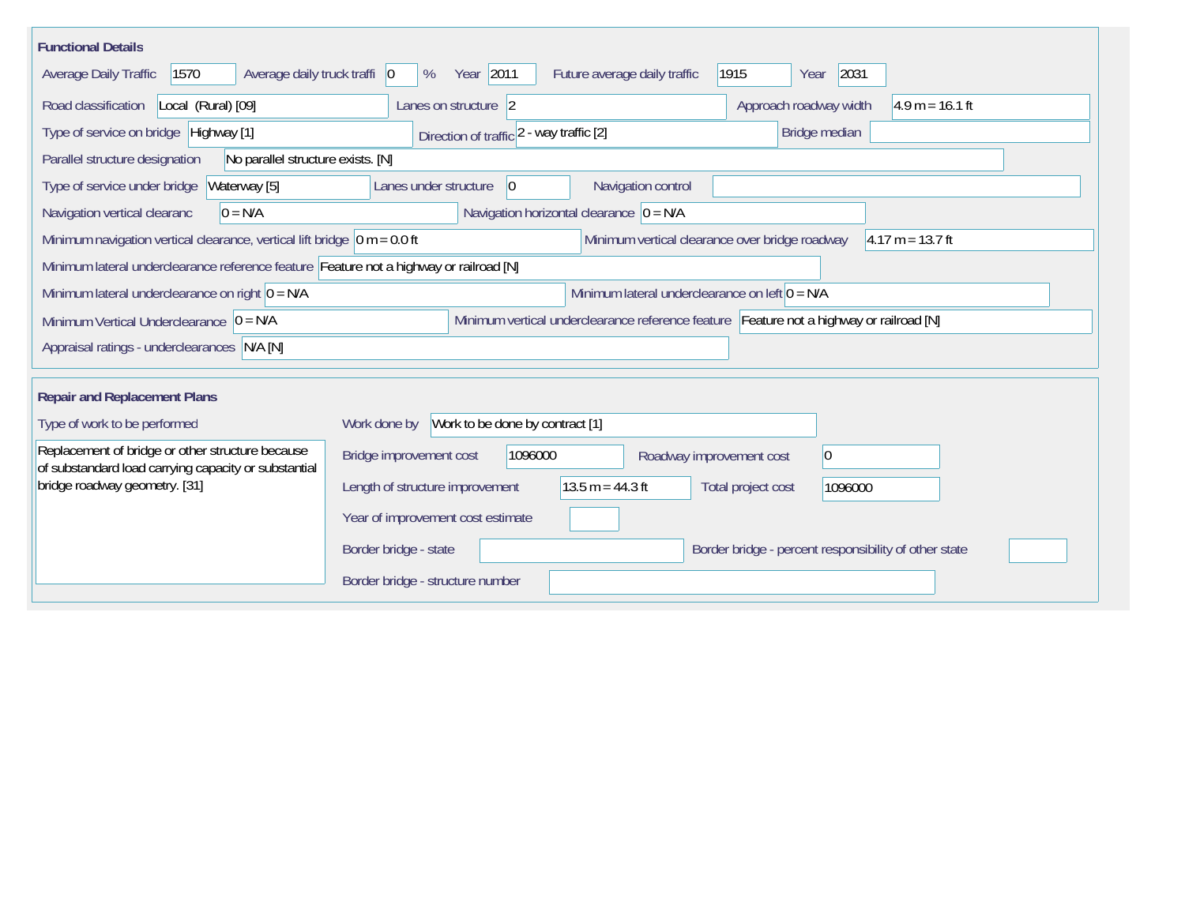## Functional Details

| Field | Value |
| --- | --- |
| Average Daily Traffic | 1570 |
| Average daily truck traffi | 0 % |
| Year | 2011 |
| Future average daily traffic | 1915 |
| Year | 2031 |
| Road classification | Local (Rural) [09] |
| Lanes on structure | 2 |
| Approach roadway width | 4.9 m = 16.1 ft |
| Type of service on bridge | Highway [1] |
| Direction of traffic | 2 - way traffic [2] |
| Bridge median | |
| Parallel structure designation | No parallel structure exists. [N] |
| Type of service under bridge | Waterway [5] |
| Lanes under structure | 0 |
| Navigation control | |
| Navigation vertical clearanc | 0 = N/A |
| Navigation horizontal clearance | 0 = N/A |
| Minimum navigation vertical clearance, vertical lift bridge | 0 m = 0.0 ft |
| Minimum vertical clearance over bridge roadway | 4.17 m = 13.7 ft |
| Minimum lateral underclearance reference feature | Feature not a highway or railroad [N] |
| Minimum lateral underclearance on right | 0 = N/A |
| Minimum lateral underclearance on left | 0 = N/A |
| Minimum Vertical Underclearance | 0 = N/A |
| Minimum vertical underclearance reference feature | Feature not a highway or railroad [N] |
| Appraisal ratings - underclearances | N/A [N] |

## Repair and Replacement Plans

| Field | Value |
| --- | --- |
| Type of work to be performed | Replacement of bridge or other structure because of substandard load carrying capacity or substantial bridge roadway geometry. [31] |
| Work done by | Work to be done by contract [1] |
| Bridge improvement cost | 1096000 |
| Roadway improvement cost | 0 |
| Length of structure improvement | 13.5 m = 44.3 ft |
| Total project cost | 1096000 |
| Year of improvement cost estimate | |
| Border bridge - state | |
| Border bridge - percent responsibility of other state | |
| Border bridge - structure number | |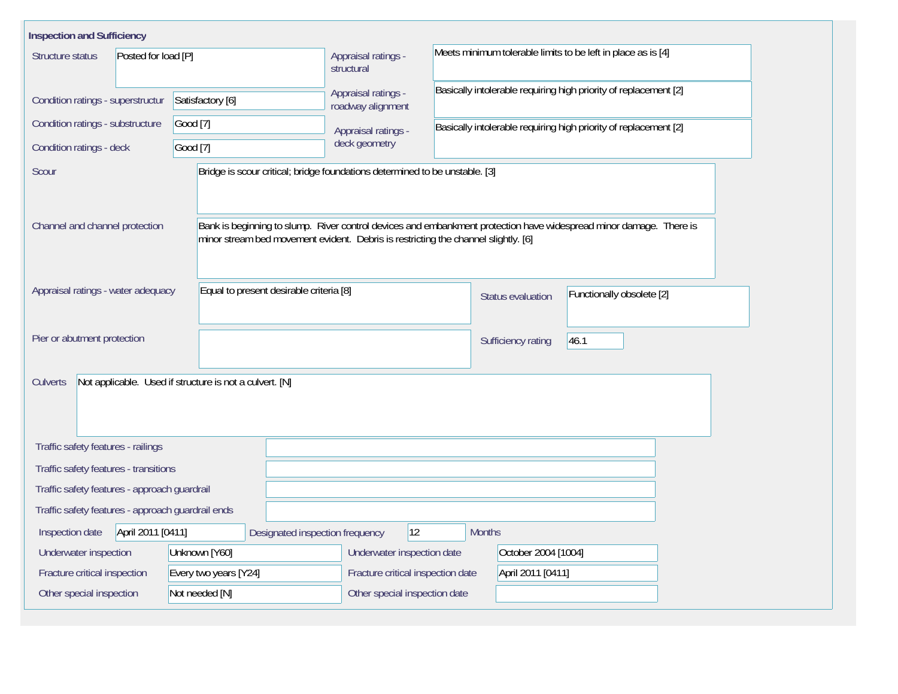## Inspection and Sufficiency

| Field | Value |
|---|---|
| Structure status | Posted for load [P] |
| Appraisal ratings - structural | Meets minimum tolerable limits to be left in place as is [4] |
| Condition ratings - superstructur | Satisfactory [6] |
| Appraisal ratings - roadway alignment | Basically intolerable requiring high priority of replacement [2] |
| Condition ratings - substructure | Good [7] |
| Appraisal ratings - deck geometry | Basically intolerable requiring high priority of replacement [2] |
| Condition ratings - deck | Good [7] |
| Scour | Bridge is scour critical; bridge foundations determined to be unstable. [3] |
| Channel and channel protection | Bank is beginning to slump. River control devices and embankment protection have widespread minor damage. There is minor stream bed movement evident. Debris is restricting the channel slightly. [6] |
| Appraisal ratings - water adequacy | Equal to present desirable criteria [8] |
| Status evaluation | Functionally obsolete [2] |
| Pier or abutment protection | |
| Sufficiency rating | 46.1 |
| Culverts | Not applicable. Used if structure is not a culvert. [N] |
| Traffic safety features - railings | |
| Traffic safety features - transitions | |
| Traffic safety features - approach guardrail | |
| Traffic safety features - approach guardrail ends | |
| Inspection date | April 2011 [0411] |
| Designated inspection frequency | 12 Months |
| Underwater inspection | Unknown [Y60] |
| Underwater inspection date | October 2004 [1004] |
| Fracture critical inspection | Every two years [Y24] |
| Fracture critical inspection date | April 2011 [0411] |
| Other special inspection | Not needed [N] |
| Other special inspection date | |